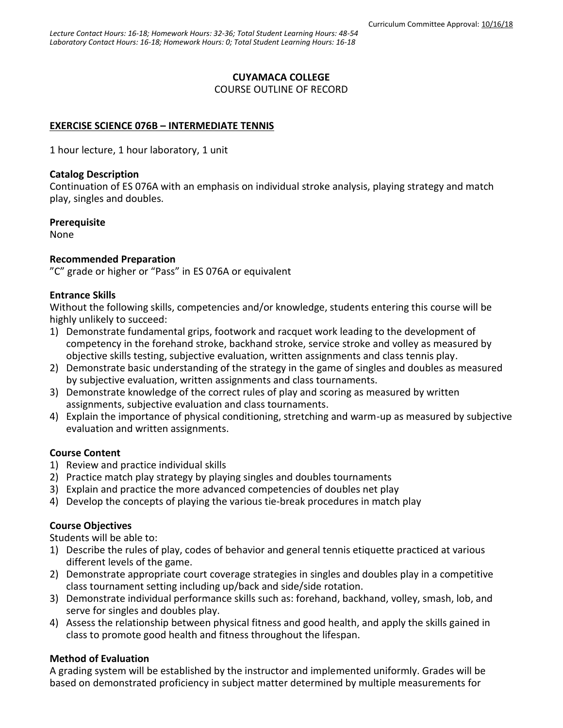Curriculum Committee Approval: 10/16/18

*Lecture Contact Hours: 16-18; Homework Hours: 32-36; Total Student Learning Hours: 48-54*
*Laboratory Contact Hours: 16-18; Homework Hours: 0; Total Student Learning Hours: 16-18*

# CUYAMACA COLLEGE

COURSE OUTLINE OF RECORD

## EXERCISE SCIENCE 076B – INTERMEDIATE TENNIS

1 hour lecture, 1 hour laboratory, 1 unit

### Catalog Description

Continuation of ES 076A with an emphasis on individual stroke analysis, playing strategy and match play, singles and doubles.

### Prerequisite

None

### Recommended Preparation

"C" grade or higher or "Pass" in ES 076A or equivalent

### Entrance Skills

Without the following skills, competencies and/or knowledge, students entering this course will be highly unlikely to succeed:

1) Demonstrate fundamental grips, footwork and racquet work leading to the development of competency in the forehand stroke, backhand stroke, service stroke and volley as measured by objective skills testing, subjective evaluation, written assignments and class tennis play.
2) Demonstrate basic understanding of the strategy in the game of singles and doubles as measured by subjective evaluation, written assignments and class tournaments.
3) Demonstrate knowledge of the correct rules of play and scoring as measured by written assignments, subjective evaluation and class tournaments.
4) Explain the importance of physical conditioning, stretching and warm-up as measured by subjective evaluation and written assignments.

### Course Content

1) Review and practice individual skills
2) Practice match play strategy by playing singles and doubles tournaments
3) Explain and practice the more advanced competencies of doubles net play
4) Develop the concepts of playing the various tie-break procedures in match play

### Course Objectives

Students will be able to:

1) Describe the rules of play, codes of behavior and general tennis etiquette practiced at various different levels of the game.
2) Demonstrate appropriate court coverage strategies in singles and doubles play in a competitive class tournament setting including up/back and side/side rotation.
3) Demonstrate individual performance skills such as: forehand, backhand, volley, smash, lob, and serve for singles and doubles play.
4) Assess the relationship between physical fitness and good health, and apply the skills gained in class to promote good health and fitness throughout the lifespan.

### Method of Evaluation

A grading system will be established by the instructor and implemented uniformly. Grades will be based on demonstrated proficiency in subject matter determined by multiple measurements for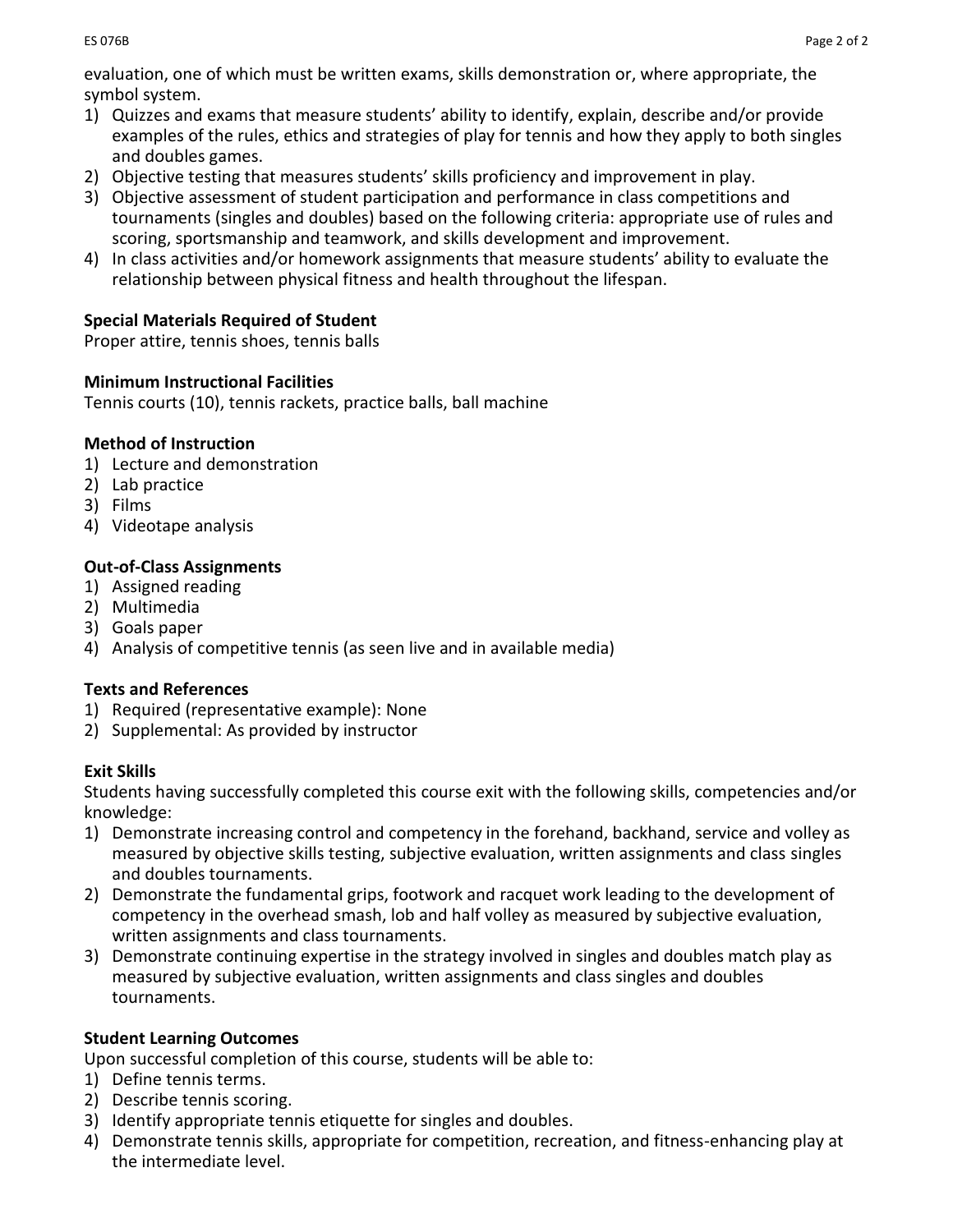evaluation, one of which must be written exams, skills demonstration or, where appropriate, the symbol system.

1) Quizzes and exams that measure students' ability to identify, explain, describe and/or provide examples of the rules, ethics and strategies of play for tennis and how they apply to both singles and doubles games.
2) Objective testing that measures students' skills proficiency and improvement in play.
3) Objective assessment of student participation and performance in class competitions and tournaments (singles and doubles) based on the following criteria: appropriate use of rules and scoring, sportsmanship and teamwork, and skills development and improvement.
4) In class activities and/or homework assignments that measure students' ability to evaluate the relationship between physical fitness and health throughout the lifespan.

**Special Materials Required of Student**

Proper attire, tennis shoes, tennis balls

**Minimum Instructional Facilities**

Tennis courts (10), tennis rackets, practice balls, ball machine

**Method of Instruction**

1) Lecture and demonstration
2) Lab practice
3) Films
4) Videotape analysis

**Out-of-Class Assignments**

1) Assigned reading
2) Multimedia
3) Goals paper
4) Analysis of competitive tennis (as seen live and in available media)

**Texts and References**

1) Required (representative example): None
2) Supplemental: As provided by instructor

**Exit Skills**

Students having successfully completed this course exit with the following skills, competencies and/or knowledge:

1) Demonstrate increasing control and competency in the forehand, backhand, service and volley as measured by objective skills testing, subjective evaluation, written assignments and class singles and doubles tournaments.
2) Demonstrate the fundamental grips, footwork and racquet work leading to the development of competency in the overhead smash, lob and half volley as measured by subjective evaluation, written assignments and class tournaments.
3) Demonstrate continuing expertise in the strategy involved in singles and doubles match play as measured by subjective evaluation, written assignments and class singles and doubles tournaments.

**Student Learning Outcomes**

Upon successful completion of this course, students will be able to:

1) Define tennis terms.
2) Describe tennis scoring.
3) Identify appropriate tennis etiquette for singles and doubles.
4) Demonstrate tennis skills, appropriate for competition, recreation, and fitness-enhancing play at the intermediate level.